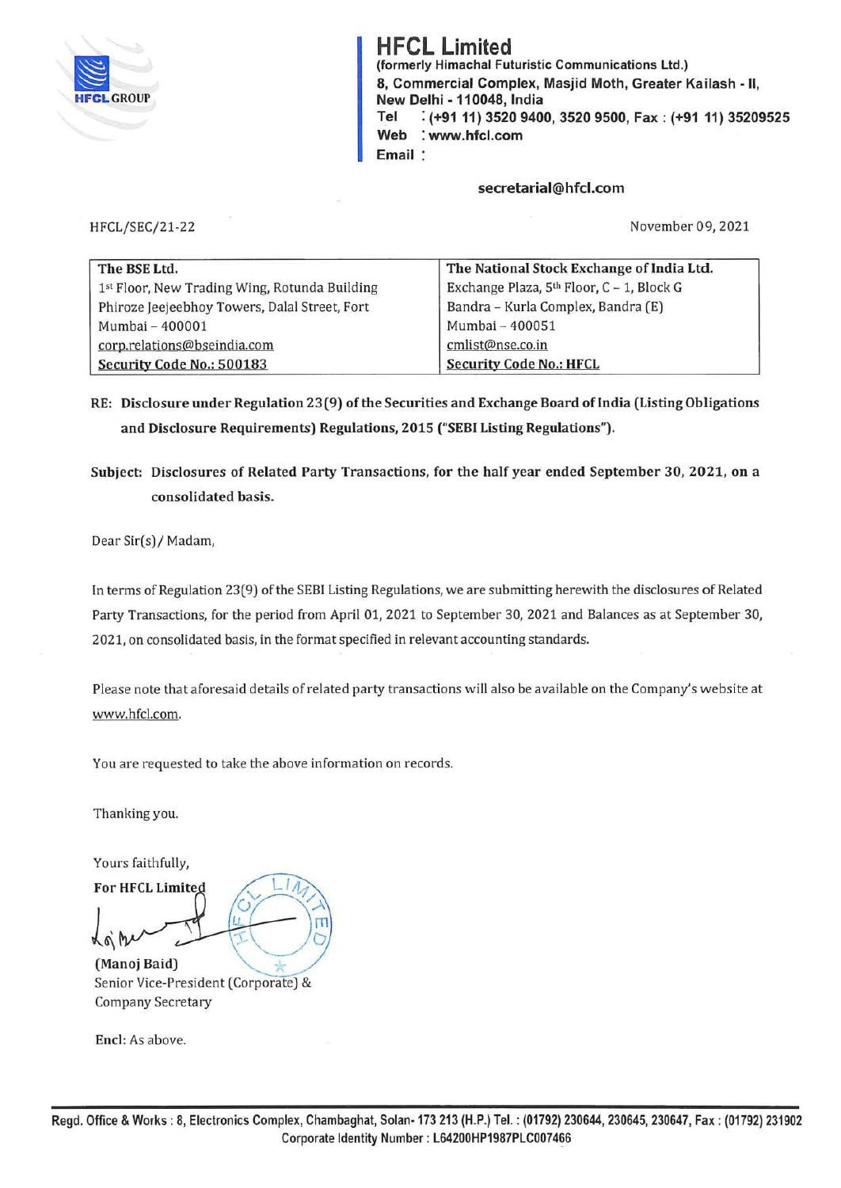# HFCL Limited

**(formerly Himachal Futuristic Communications Ltd.)**
**8, Commercial Complex, Masjid Moth, Greater Kailash - II, New Delhi - 110048, India**
**Tel : (+91 11) 3520 9400, 3520 9500, Fax : (+91 11) 35209525**
**Web : www.hfcl.com**
**Email :**

**secretarial@hfcl.com**

HFCL/SEC/21-22

November 09, 2021

| The BSE Ltd. | The National Stock Exchange of India Ltd. |
|---|---|
| 1st Floor, New Trading Wing, Rotunda Building | Exchange Plaza, 5th Floor, C – 1, Block G |
| Phiroze Jeejeebhoy Towers, Dalal Street, Fort | Bandra – Kurla Complex, Bandra (E) |
| Mumbai – 400001 | Mumbai – 400051 |
| corp.relations@bseindia.com | cmlist@nse.co.in |
| **Security Code No.: 500183** | **Security Code No.: HFCL** |

**RE: Disclosure under Regulation 23(9) of the Securities and Exchange Board of India (Listing Obligations and Disclosure Requirements) Regulations, 2015 ("SEBI Listing Regulations").**

**Subject: Disclosures of Related Party Transactions, for the half year ended September 30, 2021, on a consolidated basis.**

Dear Sir(s) / Madam,

In terms of Regulation 23(9) of the SEBI Listing Regulations, we are submitting herewith the disclosures of Related Party Transactions, for the period from April 01, 2021 to September 30, 2021 and Balances as at September 30, 2021, on consolidated basis, in the format specified in relevant accounting standards.

Please note that aforesaid details of related party transactions will also be available on the Company's website at www.hfcl.com.

You are requested to take the above information on records.

Thanking you.

Yours faithfully,

**For HFCL Limited**

**(Manoj Baid)**
Senior Vice-President (Corporate) &
Company Secretary

Encl: As above.

**Regd. Office & Works : 8, Electronics Complex, Chambaghat, Solan- 173 213 (H.P.) Tel. : (01792) 230644, 230645, 230647, Fax : (01792) 231902**
**Corporate Identity Number : L64200HP1987PLC007466**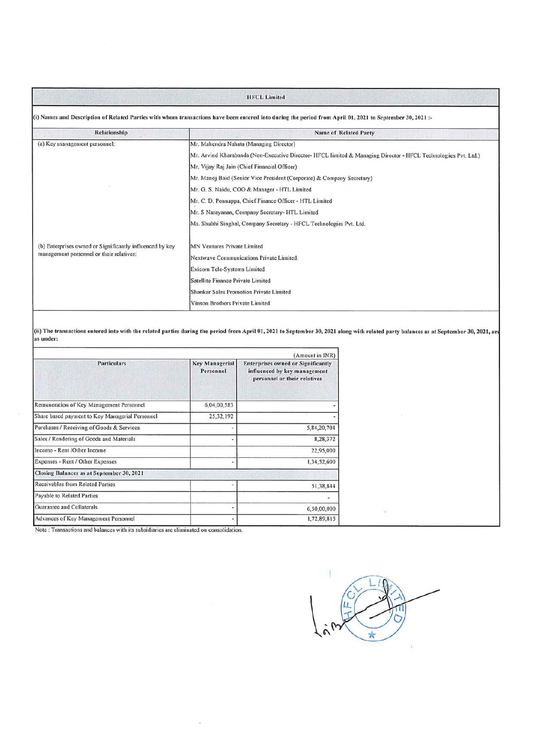## HFCL Limited

(i) Names and Description of Related Parties with whom transactions have been entered into during the period from April 01, 2021 to September 30, 2021 :-

| Relationship | Name of Related Party |
|---|---|
| (a) Key management personnel: | Mr. Mahendra Nahata (Managing Director) |
| | Mr. Arvind Kharabanda (Non-Executive Director- HFCL limited & Managing Director - HFCL Technologies Pvt. Ltd.) |
| | Mr. Vijay Raj Jain (Chief Financial Officer) |
| | Mr. Manoj Baid (Senior Vice President (Corporate) & Company Secretary) |
| | Mr. G. S. Naidu, COO & Manager - HTL Limited |
| | Mr. C. D. Ponnappa, Chief Finance Officer - HTL Limited |
| | Mr. S Narayanan, Company Secretary- HTL Limited |
| | Ms. Shubhi Singhal, Company Secretary - HFCL Technologies Pvt. Ltd. |
| (b) Enterprises owned or Significantly influenced by key management personnel or their relatives: | MN Ventures Private Limited |
| | Nextwave Communications Private Limited. |
| | Exicom Tele-Systems Limited |
| | Satellite Finance Private Limited |
| | Shankar Sales Promotion Private Limited |
| | Vinson Brothers Private Limited |

(ii) The transactions entered into with the related parties during the period from April 01, 2021 to September 30, 2021 along with related party balances as at September 30, 2021, are as under:

(Amount in INR)

| Particulars | Key Managerial Personnel | Enterprises owned or Significantly influenced by key management personnel or their relatives |
|---|---|---|
| Remuneration of Key Management Personnel | 6,04,00,583 | - |
| Share based payment to Key Managerial Personnel | 25,32,192 | - |
| Purchases / Receiving of Goods & Services | - | 5,84,20,704 |
| Sales / Rendering of Goods and Materials | - | 8,28,372 |
| Income - Rent /Other Income | | 22,95,000 |
| Expenses - Rent / Other Expenses | - | 1,34,52,600 |
| **Closing Balances as at September 30, 2021** | | |
| Receivables from Related Parties | - | 51,38,844 |
| Payable to Related Parties | | - |
| Guarantee and Collaterals | - | 6,50,00,000 |
| Advances of Key Management Personnel | - | 1,72,89,815 |

Note : Transactions and balances with its subsidiaries are eliminated on consolidation.